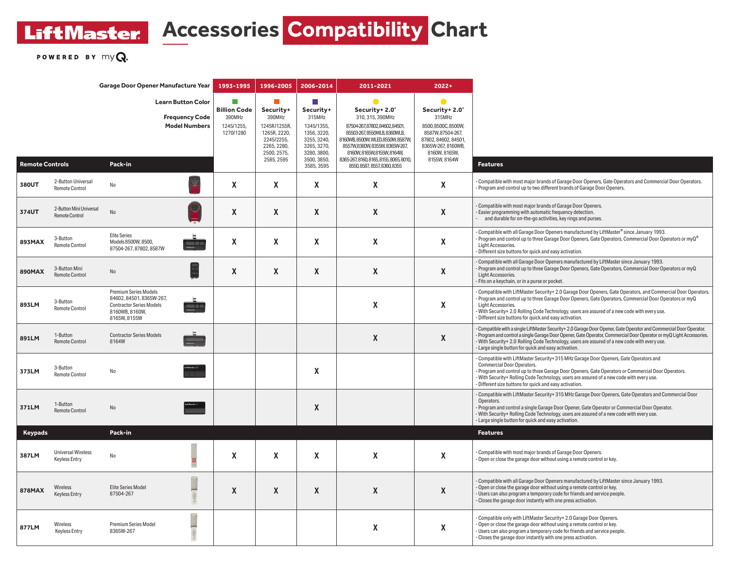# LiftMaster Accessories Compatibility Chart

POWERED BY myQ

| | | | Garage Door Opener Manufacture Year | 1993-1995 | 1996-2005 | 2006-2014 | 2011-2021 | 2022+ | |
|---|---|---|---|---|---|---|---|---|---|
| | | | Learn Button Color | Green | Orange | Purple | Yellow | Yellow | |
| | | | Frequency Code | Billion Code 390MHz | Security+ 390MHz | Security+ 315MHz | Security+ 2.0® 310, 315, 390MHz | Security+ 2.0® 315MHz | |
| | | | Model Numbers | 1245/1255, 1270/1280 | 1245R/1255R, 1265R, 2220, 2245/2255, 2265, 2280, 2500, 2575, 2585, 2595 | 1345/1355, 1356, 3220, 3255, 3240, 3265, 3270, 3280, 3800, 3500, 3850, 3585, 3595 | 87504-267, 87802, 84602, 84501, 85503-267, 8550WLB, 8360WLB, 8160WB, 8500W, WLED, 8550W, 8587W, 8557W, 8360W, 8355W, 8365W-267, 8160W, 8165W, 8155W, 8164W, 8365-267, 8160, 8165, 8155, 8065, 8010, 8550, 8587, 8557, 8360, 8355 | 8500, 8500C, 8500W, 8587W, 87504-267, 87802, 84602, 84501, 8365W-267, 8160WB, 8160W, 8165W, 8155W, 8164W | |
| **Remote Controls** | | **Pack-in** | | | | | | | **Features** |
| **380UT** | 2-Button Universal Remote Control | No | | X | X | X | X | X | - Compatible with most major brands of Garage Door Openers, Gate Operators and Commercial Door Operators.<br>- Program and control up to two different brands of Garage Door Openers. |
| **374UT** | 2-Button Mini Universal Remote Control | No | | X | X | X | X | X | - Compatible with most major brands of Garage Door Openers.<br>- Easier programming with automatic frequency detection.<br>- and durable for on-the-go activities, key rings and purses. |
| **893MAX** | 3-Button Remote Control | Elite Series Models 8500W, 8500, 87504-267, 87802, 8587W | | X | X | X | X | X | - Compatible with all Garage Door Openers manufactured by LiftMaster® since January 1993.<br>- Program and control up to three Garage Door Openers, Gate Operators, Commercial Door Operators or myQ® Light Accessories.<br>- Different size buttons for quick and easy activation. |
| **890MAX** | 3-Button Mini Remote Control | No | | X | X | X | X | X | - Compatible with all Garage Door Openers manufactured by LiftMaster since January 1993.<br>- Program and control up to three Garage Door Openers, Gate Operators, Commercial Door Operators or myQ Light Accessories.<br>- Fits on a keychain, or in a purse or pocket. |
| **893LM** | 3-Button Remote Control | Premium Series Models 84602, 84501, 8365W-267, Contractor Series Models 8160WB, 8160W, 8165W, 8155W | | | | | X | X | - Compatible with LiftMaster Security+ 2.0 Garage Door Openers, Gate Operators, and Commercial Door Operators.<br>- Program and control up to three Garage Door Openers, Gate Operators, Commercial Door Operators or myQ Light Accessories.<br>- With Security+ 2.0 Rolling Code Technology, users are assured of a new code with every use.<br>- Different size buttons for quick and easy activation. |
| **891LM** | 1-Button Remote Control | Contractor Series Models 8164W | | | | | X | X | - Compatible with a single LiftMaster Security+ 2.0 Garage Door Opener, Gate Operator and Commercial Door Operator.<br>- Program and control a single Garage Door Opener, Gate Operator, Commercial Door Operator or myQ Light Accessories.<br>- With Security+ 2.0 Rolling Code Technology, users are assured of a new code with every use.<br>- Large single button for quick and easy activation. |
| **373LM** | 3-Button Remote Control | No | | | | X | | | - Compatible with LiftMaster Security+ 315 MHz Garage Door Openers, Gate Operators and Commercial Door Operators.<br>- Program and control up to three Garage Door Openers, Gate Operators or Commercial Door Operators.<br>- With Security+ Rolling Code Technology, users are assured of a new code with every use.<br>- Different size buttons for quick and easy activation. |
| **371LM** | 1-Button Remote Control | No | | | | X | | | - Compatible with LiftMaster Security+ 315 MHz Garage Door Openers, Gate Operators and Commercial Door Operators.<br>- Program and control a single Garage Door Opener, Gate Operator or Commercial Door Operator.<br>- With Security+ Rolling Code Technology, users are assured of a new code with every use.<br>- Large single button for quick and easy activation. |
| **Keypads** | | **Pack-in** | | | | | | | **Features** |
| **387LM** | Universal Wireless Keyless Entry | No | | X | X | X | X | X | - Compatible with most major brands of Garage Door Openers.<br>- Open or close the garage door without using a remote control or key. |
| **878MAX** | Wireless Keyless Entry | Elite Series Model 87504-267 | | X | X | X | X | X | - Compatible with all Garage Door Openers manufactured by LiftMaster since January 1993.<br>- Open or close the garage door without using a remote control or key.<br>- Users can also program a temporary code for friends and service people.<br>- Closes the garage door instantly with one press activation. |
| **877LM** | Wireless Keyless Entry | Premium Series Model 8365W-267 | | | | | X | X | - Compatible only with LiftMaster Security+ 2.0 Garage Door Openers.<br>- Open or close the garage door without using a remote control or key.<br>- Users can also program a temporary code for friends and service people.<br>- Closes the garage door instantly with one press activation. |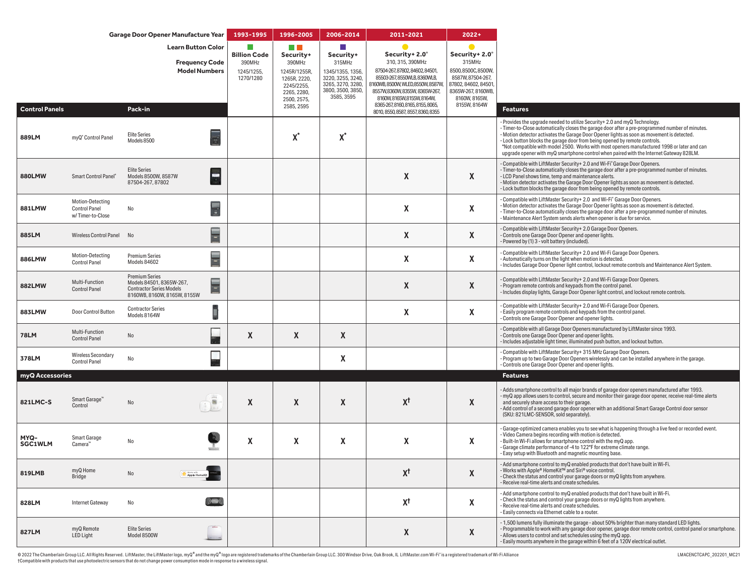| Garage Door Opener Manufacture Year | | | 1993-1995 | 1996-2005 | 2006-2014 | 2011-2021 | 2022+ | |
|---|---|---|---|---|---|---|---|---|
| Learn Button Color / Frequency Code / Model Numbers | | | Billion Code 390MHz 1245/1255, 1270/1280 | Security+ 390MHz 1245R/1255R, 1265R, 2220, 2245/2255, 2265, 2280, 2500, 2575, 2585, 2595 | Security+ 315MHz 1345/1355, 1356, 3220, 3255, 3240, 3265, 3270, 3280, 3800, 3500, 3850, 3585, 3595 | Security+ 2.0® 310, 315, 390MHz 87504-267, 87802, 84602, 84501, 85503-267, 8550WLB, 8360WLB, 8160WB, 8500W, WLED, 8550W, 8587W, 8557W, 8360W, 8355W, 8365W-267, 8160W, 8165W, 8155W, 8164W, 8365-267, 8160, 8165, 8155, 8065, 8010, 8550, 8587, 8557, 8360, 8355 | Security+ 2.0® 315MHz 8500, 8500C, 8500W, 8587W, 87504-267, 87802, 84602, 84501, 8365W-267, 8160WB, 8160W, 8165W, 8155W, 8164W | |
| **Control Panels** | | **Pack-in** | | | | | | **Features** |
| 889LM | myQ® Control Panel | Elite Series Models 8500 | | X* | X* | | | - Provides the upgrade needed to utilize Security+ 2.0 and myQ Technology.<br>- Timer-to-Close automatically closes the garage door after a pre-programmed number of minutes.<br>- Motion detector activates the Garage Door Opener lights as soon as movement is detected.<br>- Lock button blocks the garage door from being opened by remote controls.<br>*Not compatible with model 2500. Works with most openers manufactured 1998 or later and can upgrade opener with myQ smartphone control when paired with the Internet Gateway 828LM. |
| 880LMW | Smart Control Panel® | Elite Series Models 8500W, 8587W 87504-267, 87802 | | | | X | X | - Compatible with LiftMaster Security+ 2.0 and Wi-Fi® Garage Door Openers.<br>- Timer-to-Close automatically closes the garage door after a pre-programmed number of minutes.<br>- LCD Panel shows time, temp and maintenance alerts.<br>- Motion detector activates the Garage Door Opener lights as soon as movement is detected.<br>- Lock button blocks the garage door from being opened by remote controls. |
| 881LMW | Motion-Detecting Control Panel w/ Timer-to-Close | No | | | | X | X | - Compatible with LiftMaster Security+ 2.0 and Wi-Fi® Garage Door Openers.<br>- Motion detector activates the Garage Door Opener lights as soon as movement is detected.<br>- Timer-to-Close automatically closes the garage door after a pre-programmed number of minutes.<br>- Maintenance Alert System sends alerts when opener is due for service. |
| 885LM | Wireless Control Panel | No | | | | X | X | - Compatible with LiftMaster Security+ 2.0 Garage Door Openers.<br>- Controls one Garage Door Opener and opener lights.<br>- Powered by (1) 3 - volt battery (included). |
| 886LMW | Motion-Detecting Control Panel | Premium Series Models 84602 | | | | X | X | - Compatible with LiftMaster Security+ 2.0 and Wi-Fi Garage Door Openers.<br>- Automatically turns on the light when motion is detected.<br>- Includes Garage Door Opener light control, lockout remote controls and Maintenance Alert System. |
| 882LMW | Multi-Function Control Panel | Premium Series Models 84501, 8365W-267, Contractor Series Models 8160WB, 8160W, 8165W, 8155W | | | | X | X | - Compatible with LiftMaster Security+ 2.0 and Wi-Fi Garage Door Openers.<br>- Program remote controls and keypads from the control panel.<br>- Includes display lights, Garage Door Opener light control, and lockout remote controls. |
| 883LMW | Door Control Button | Contractor Series Models 8164W | | | | X | X | - Compatible with LiftMaster Security+ 2.0 and Wi-Fi Garage Door Openers.<br>- Easily program remote controls and keypads from the control panel.<br>- Controls one Garage Door Opener and opener lights. |
| 78LM | Multi-Function Control Panel | No | X | X | X | | | - Compatible with all Garage Door Openers manufactured by LiftMaster since 1993.<br>- Controls one Garage Door Opener and opener lights.<br>- Includes adjustable light timer, illuminated push button, and lockout button. |
| 378LM | Wireless Secondary Control Panel | No | | | X | | | - Compatible with LiftMaster Security+ 315 MHz Garage Door Openers.<br>- Program up to two Garage Door Openers wirelessly and can be installed anywhere in the garage.<br>- Controls one Garage Door Opener and opener lights. |
| **myQ Accessories** | | | | | | | | **Features** |
| 821LMC-S | Smart Garage™ Control | No | X | X | X | X† | X | - Adds smartphone control to all major brands of garage door openers manufactured after 1993.<br>- myQ app allows users to control, secure and monitor their garage door opener, receive real-time alerts and securely share access to their garage.<br>- Add control of a second garage door opener with an additional Smart Garage Control door sensor (SKU: 821LMC-SENSOR, sold separately). |
| MYQ-SGC1WLM | Smart Garage Camera™ | No | X | X | X | X | X | - Garage-optimized camera enables you to see what is happening through a live feed or recorded event.<br>- Video Camera begins recording with motion is detected.<br>- Built-In Wi-Fi allows for smartphone control with the myQ app.<br>- Garage climate performance of -4 to 122°F for extreme climate range.<br>- Easy setup with Bluetooth and magnetic mounting base. |
| 819LMB | myQ Home Bridge | No | | | | X† | X | - Add smartphone control to myQ enabled products that don't have built in Wi-Fi.<br>- Works with Apple® HomeKit™ and Siri® voice control.<br>- Check the status and control your garage doors or myQ lights from anywhere.<br>- Receive real-time alerts and create schedules. |
| 828LM | Internet Gateway | No | | | | X† | X | - Add smartphone control to myQ enabled products that don't have built in Wi-Fi.<br>- Check the status and control your garage doors or myQ lights from anywhere.<br>- Receive real-time alerts and create schedules.<br>- Easily connects via Ethernet cable to a router. |
| 827LM | myQ Remote LED Light | Elite Series Model 8500W | | | | X | X | - 1,500 lumens fully illuminate the garage - about 50% brighter than many standard LED lights.<br>- Programmable to work with any garage door opener, garage door remote control, control panel or smartphone.<br>- Allows users to control and set schedules using the myQ app.<br>- Easily mounts anywhere in the garage within 6 feet of a 120V electrical outlet. |

© 2022 The Chamberlain Group LLC. All Rights Reserved. LiftMaster, the LiftMaster logo, myQ® and the myQ® logo are registered trademarks of the Chamberlain Group LLC. 300 Windsor Drive, Oak Brook, IL LiftMaster.com Wi-Fi® is a registered trademark of Wi-Fi Alliance

†Compatible with products that use photoelectric sensors that do not change power consumption mode in response to a wireless signal.

LMACENCTCAPC_202201_MC21